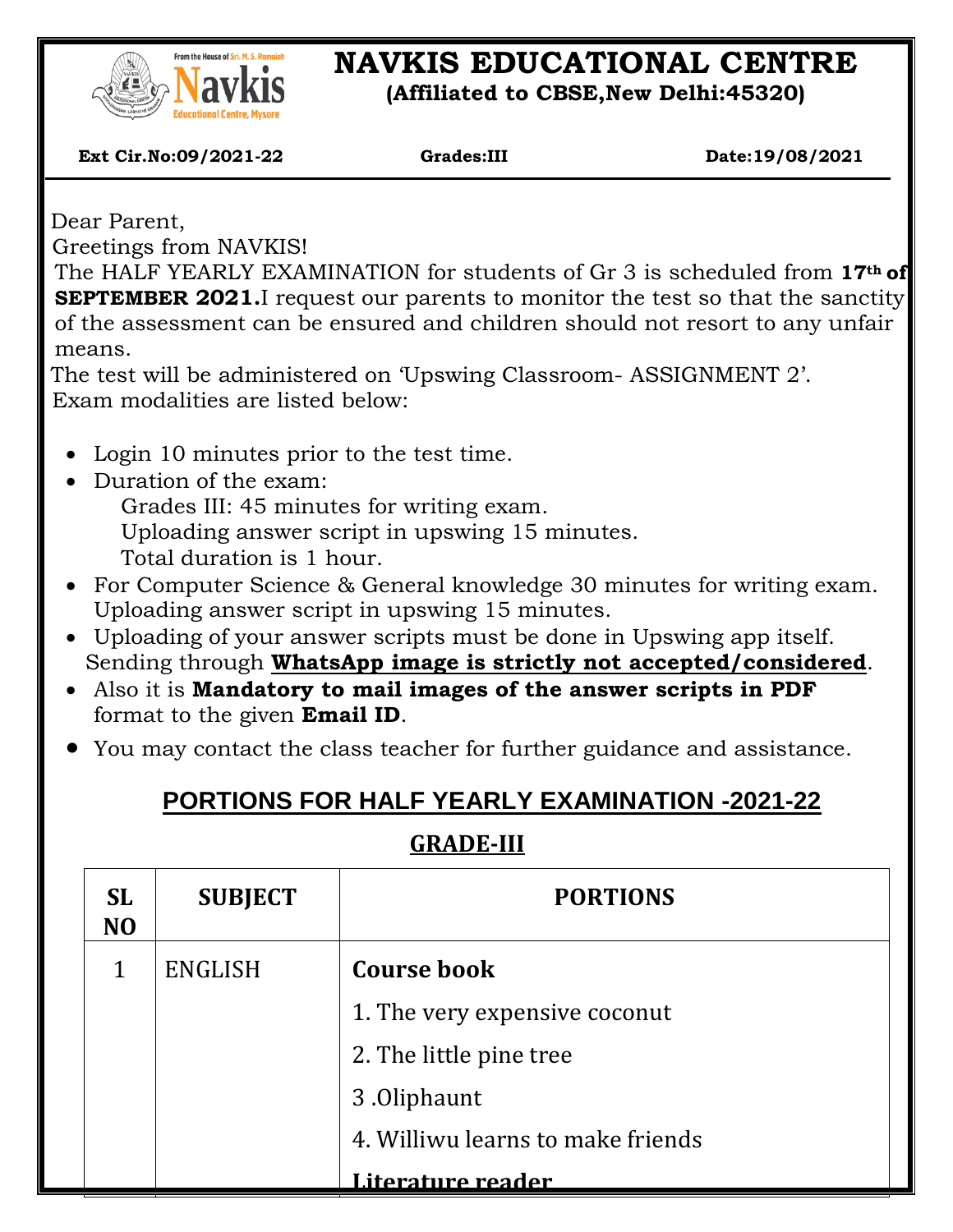# NAVKIS EDUCATIONAL CENTRE

**(Affiliated to CBSE,New Delhi:45320)**

**Ext Cir.No:09/2021-22** **Grades:III** **Date:19/08/2021**

Dear Parent,

Greetings from NAVKIS!

The HALF YEARLY EXAMINATION for students of Gr 3 is scheduled from **17th of SEPTEMBER 2021.** I request our parents to monitor the test so that the sanctity of the assessment can be ensured and children should not resort to any unfair means.

The test will be administered on 'Upswing Classroom- ASSIGNMENT 2'.

Exam modalities are listed below:

- Login 10 minutes prior to the test time.
- Duration of the exam:
  Grades III: 45 minutes for writing exam.
  Uploading answer script in upswing 15 minutes.
  Total duration is 1 hour.
- For Computer Science & General knowledge 30 minutes for writing exam. Uploading answer script in upswing 15 minutes.
- Uploading of your answer scripts must be done in Upswing app itself. Sending through **WhatsApp image is strictly not accepted/considered**.
- Also it is **Mandatory to mail images of the answer scripts in PDF** format to the given **Email ID**.
- You may contact the class teacher for further guidance and assistance.

## PORTIONS FOR HALF YEARLY EXAMINATION -2021-22

### GRADE-III

| SL NO | SUBJECT | PORTIONS |
|---|---|---|
| 1 | ENGLISH | **Course book**<br>1. The very expensive coconut<br>2. The little pine tree<br>3 .Oliphaunt<br>4. Williwu learns to make friends<br>**Literature reader** |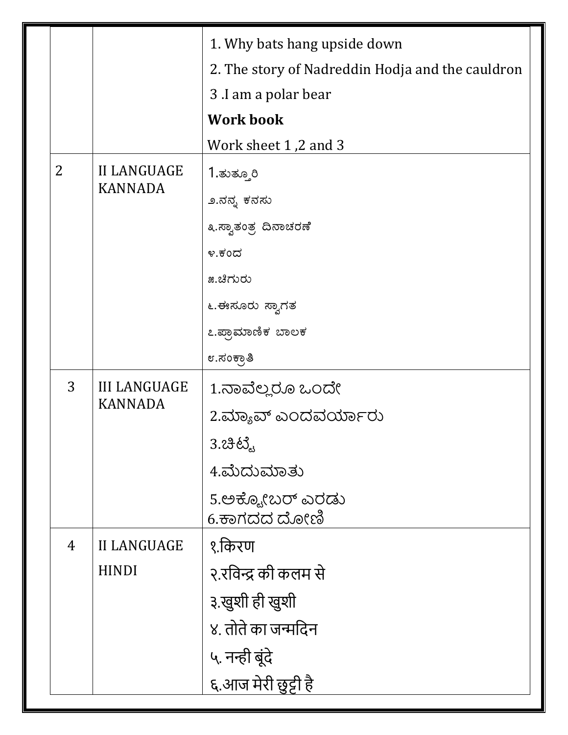| | | |
|---|---|---|
| | | 1. Why bats hang upside down<br>2. The story of Nadreddin Hodja and the cauldron<br>3 .I am a polar bear<br>**Work book**<br>Work sheet 1 ,2 and 3 |
| 2 | II LANGUAGE KANNADA | 1.ತುತ್ತೂರಿ<br>೨.ನನ್ನ ಕನಸು<br>೩.ಸ್ವಾತಂತ್ರ ದಿನಾಚರಣೆ<br>೪.ಕಂದ<br>೫.ಚಿಗುರು<br>೬.ಈಸೂರು ಸ್ವಾಗತ<br>೭.ಪ್ರಾಮಾಣಿಕ ಬಾಲಕ<br>೮.ಸಂಕ್ರಾತಿ |
| 3 | III LANGUAGE KANNADA | 1.ನಾವೆಲ್ಲರೂ ಒಂದೇ<br>2.ಮ್ಯಾವ್ ಎಂದವರ್ಯಾರು<br>3.ಚಿಟ್ಟೆ<br>4.ಮೆದುಮಾತು<br>5.ಅಕ್ಟೋಬರ್ ಎರಡು<br>6.ಕಾಗದದ ದೋಣಿ |
| 4 | II LANGUAGE HINDI | १.किरण<br>२.रविन्द्र की कलम से<br>३.खुशी ही खुशी<br>४. तोते का जन्मदिन<br>५. नन्ही बूंदे<br>६.आज मेरी छुट्टी है |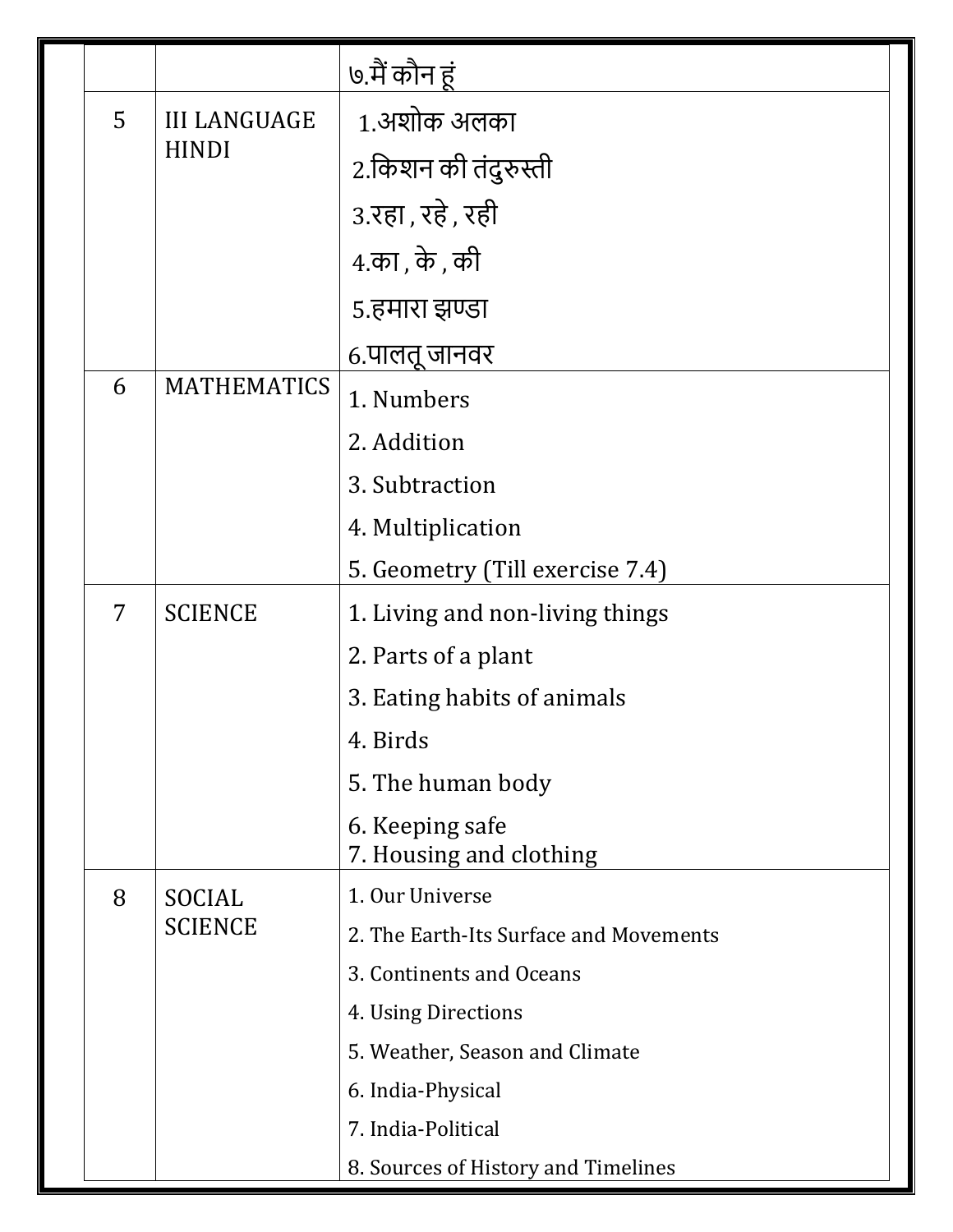| | | |
|---|---|---|
| | | ७.मैं कौन हूं |
| 5 | III LANGUAGE HINDI | 1.अशोक अलका<br>2.किशन की तंदुरुस्ती<br>3.रहा , रहे , रही<br>4.का , के , की<br>5.हमारा झण्डा<br>6.पालतू जानवर |
| 6 | MATHEMATICS | 1. Numbers<br>2. Addition<br>3. Subtraction<br>4. Multiplication<br>5. Geometry (Till exercise 7.4) |
| 7 | SCIENCE | 1. Living and non-living things<br>2. Parts of a plant<br>3. Eating habits of animals<br>4. Birds<br>5. The human body<br>6. Keeping safe<br>7. Housing and clothing |
| 8 | SOCIAL SCIENCE | 1. Our Universe<br>2. The Earth-Its Surface and Movements<br>3. Continents and Oceans<br>4. Using Directions<br>5. Weather, Season and Climate<br>6. India-Physical<br>7. India-Political<br>8. Sources of History and Timelines |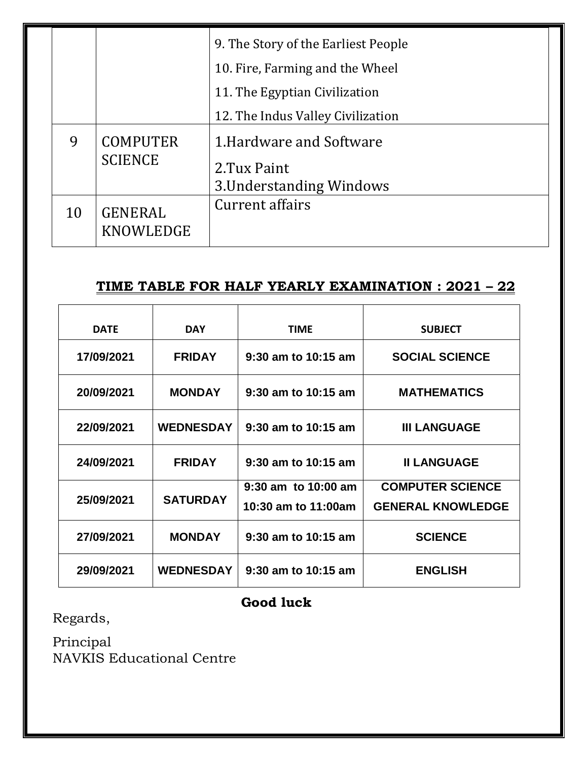| | | |
|---|---|---|
| | | 9. The Story of the Earliest People<br>10. Fire, Farming and the Wheel<br>11. The Egyptian Civilization<br>12. The Indus Valley Civilization |
| 9 | COMPUTER SCIENCE | 1.Hardware and Software<br>2.Tux Paint<br>3.Understanding Windows |
| 10 | GENERAL KNOWLEDGE | Current affairs |

## TIME TABLE FOR HALF YEARLY EXAMINATION : 2021 – 22

| DATE | DAY | TIME | SUBJECT |
|---|---|---|---|
| 17/09/2021 | FRIDAY | 9:30 am to 10:15 am | SOCIAL SCIENCE |
| 20/09/2021 | MONDAY | 9:30 am to 10:15 am | MATHEMATICS |
| 22/09/2021 | WEDNESDAY | 9:30 am to 10:15 am | III LANGUAGE |
| 24/09/2021 | FRIDAY | 9:30 am to 10:15 am | II LANGUAGE |
| 25/09/2021 | SATURDAY | 9:30 am to 10:00 am<br>10:30 am to 11:00am | COMPUTER SCIENCE<br>GENERAL KNOWLEDGE |
| 27/09/2021 | MONDAY | 9:30 am to 10:15 am | SCIENCE |
| 29/09/2021 | WEDNESDAY | 9:30 am to 10:15 am | ENGLISH |

**Good luck**

Regards,

Principal
NAVKIS Educational Centre